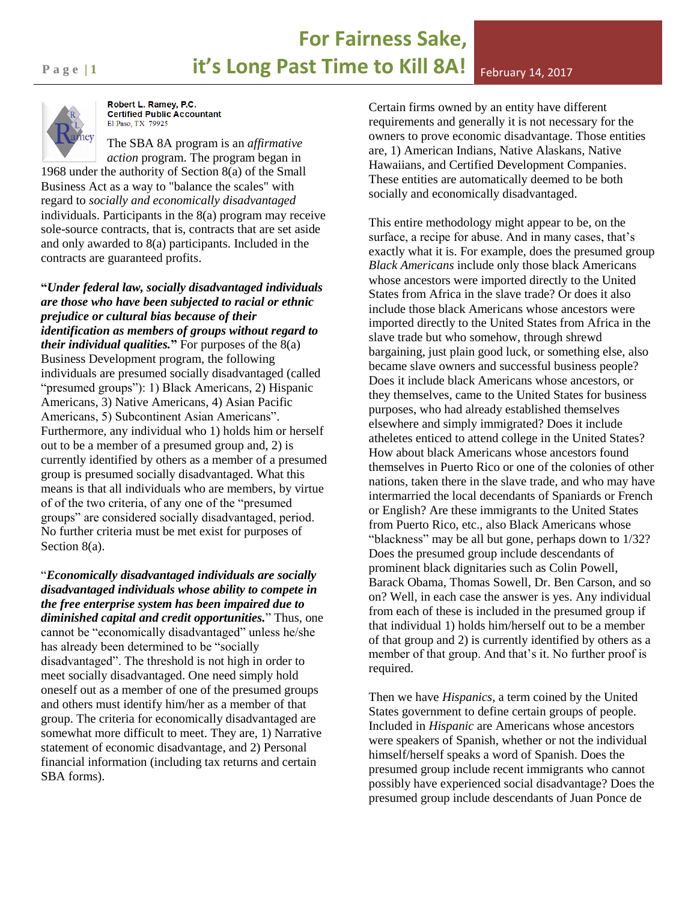# For Fairness Sake, it's Long Past Time to Kill 8A!

February 14, 2017

**Robert L. Ramey, P.C.**
**Certified Public Accountant**
El Paso, TX 79925

The SBA 8A program is an *affirmative action* program. The program began in 1968 under the authority of Section 8(a) of the Small Business Act as a way to "balance the scales" with regard to *socially and economically disadvantaged* individuals. Participants in the 8(a) program may receive sole-source contracts, that is, contracts that are set aside and only awarded to 8(a) participants. Included in the contracts are guaranteed profits.

**"*Under federal law, socially disadvantaged individuals are those who have been subjected to racial or ethnic prejudice or cultural bias because of their identification as members of groups without regard to their individual qualities.*"** For purposes of the 8(a) Business Development program, the following individuals are presumed socially disadvantaged (called "presumed groups"): 1) Black Americans, 2) Hispanic Americans, 3) Native Americans, 4) Asian Pacific Americans, 5) Subcontinent Asian Americans". Furthermore, any individual who 1) holds him or herself out to be a member of a presumed group and, 2) is currently identified by others as a member of a presumed group is presumed socially disadvantaged. What this means is that all individuals who are members, by virtue of of the two criteria, of any one of the "presumed groups" are considered socially disadvantaged, period. No further criteria must be met exist for purposes of Section 8(a).

"***Economically disadvantaged individuals are socially disadvantaged individuals whose ability to compete in the free enterprise system has been impaired due to diminished capital and credit opportunities.***" Thus, one cannot be "economically disadvantaged" unless he/she has already been determined to be "socially disadvantaged". The threshold is not high in order to meet socially disadvantaged. One need simply hold oneself out as a member of one of the presumed groups and others must identify him/her as a member of that group. The criteria for economically disadvantaged are somewhat more difficult to meet. They are, 1) Narrative statement of economic disadvantage, and 2) Personal financial information (including tax returns and certain SBA forms).

Certain firms owned by an entity have different requirements and generally it is not necessary for the owners to prove economic disadvantage. Those entities are, 1) American Indians, Native Alaskans, Native Hawaiians, and Certified Development Companies. These entities are automatically deemed to be both socially and economically disadvantaged.

This entire methodology might appear to be, on the surface, a recipe for abuse. And in many cases, that's exactly what it is. For example, does the presumed group *Black Americans* include only those black Americans whose ancestors were imported directly to the United States from Africa in the slave trade? Or does it also include those black Americans whose ancestors were imported directly to the United States from Africa in the slave trade but who somehow, through shrewd bargaining, just plain good luck, or something else, also became slave owners and successful business people? Does it include black Americans whose ancestors, or they themselves, came to the United States for business purposes, who had already established themselves elsewhere and simply immigrated? Does it include atheletes enticed to attend college in the United States? How about black Americans whose ancestors found themselves in Puerto Rico or one of the colonies of other nations, taken there in the slave trade, and who may have intermarried the local decendants of Spaniards or French or English? Are these immigrants to the United States from Puerto Rico, etc., also Black Americans whose "blackness" may be all but gone, perhaps down to 1/32? Does the presumed group include descendants of prominent black dignitaries such as Colin Powell, Barack Obama, Thomas Sowell, Dr. Ben Carson, and so on? Well, in each case the answer is yes. Any individual from each of these is included in the presumed group if that individual 1) holds him/herself out to be a member of that group and 2) is currently identified by others as a member of that group. And that's it. No further proof is required.

Then we have *Hispanics*, a term coined by the United States government to define certain groups of people. Included in *Hispanic* are Americans whose ancestors were speakers of Spanish, whether or not the individual himself/herself speaks a word of Spanish. Does the presumed group include recent immigrants who cannot possibly have experienced social disadvantage? Does the presumed group include descendants of Juan Ponce de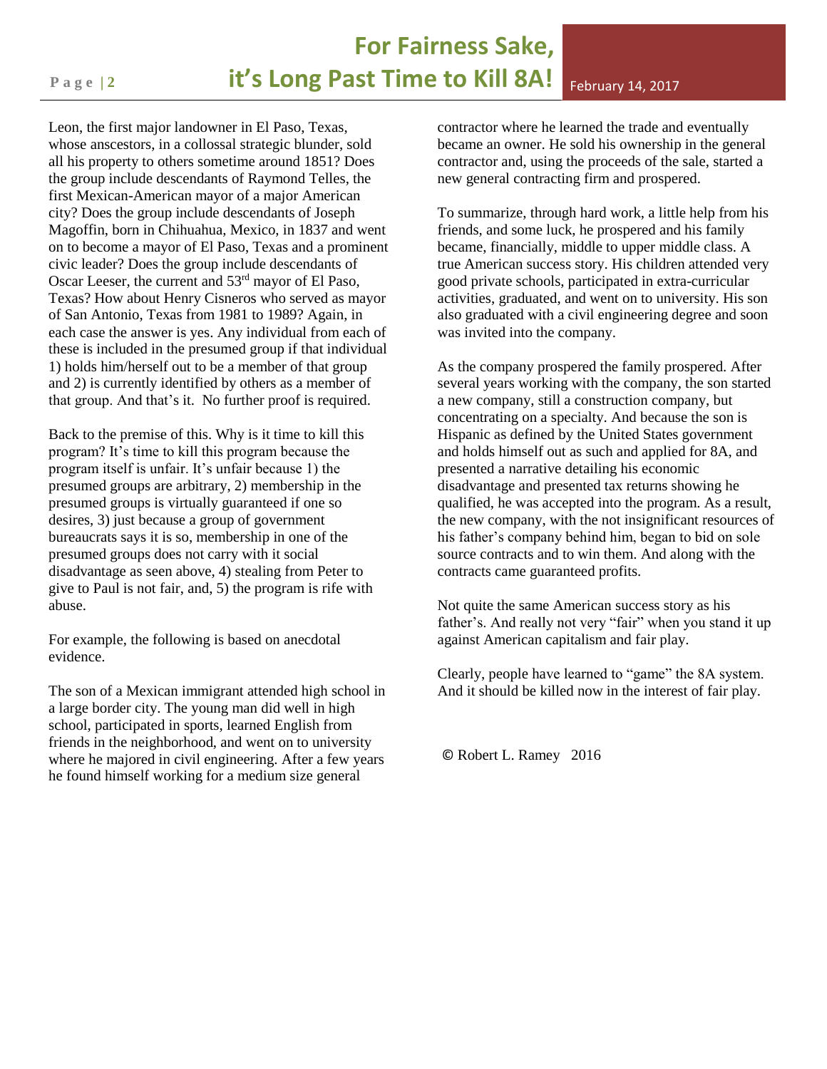Leon, the first major landowner in El Paso, Texas, whose anscestors, in a collossal strategic blunder, sold all his property to others sometime around 1851? Does the group include descendants of Raymond Telles, the first Mexican-American mayor of a major American city? Does the group include descendants of Joseph Magoffin, born in Chihuahua, Mexico, in 1837 and went on to become a mayor of El Paso, Texas and a prominent civic leader? Does the group include descendants of Oscar Leeser, the current and 53rd mayor of El Paso, Texas? How about Henry Cisneros who served as mayor of San Antonio, Texas from 1981 to 1989? Again, in each case the answer is yes. Any individual from each of these is included in the presumed group if that individual 1) holds him/herself out to be a member of that group and 2) is currently identified by others as a member of that group. And that's it. No further proof is required.

Back to the premise of this. Why is it time to kill this program? It's time to kill this program because the program itself is unfair. It's unfair because 1) the presumed groups are arbitrary, 2) membership in the presumed groups is virtually guaranteed if one so desires, 3) just because a group of government bureaucrats says it is so, membership in one of the presumed groups does not carry with it social disadvantage as seen above, 4) stealing from Peter to give to Paul is not fair, and, 5) the program is rife with abuse.

For example, the following is based on anecdotal evidence.

The son of a Mexican immigrant attended high school in a large border city. The young man did well in high school, participated in sports, learned English from friends in the neighborhood, and went on to university where he majored in civil engineering. After a few years he found himself working for a medium size general contractor where he learned the trade and eventually became an owner. He sold his ownership in the general contractor and, using the proceeds of the sale, started a new general contracting firm and prospered.

To summarize, through hard work, a little help from his friends, and some luck, he prospered and his family became, financially, middle to upper middle class. A true American success story. His children attended very good private schools, participated in extra-curricular activities, graduated, and went on to university. His son also graduated with a civil engineering degree and soon was invited into the company.

As the company prospered the family prospered. After several years working with the company, the son started a new company, still a construction company, but concentrating on a specialty. And because the son is Hispanic as defined by the United States government and holds himself out as such and applied for 8A, and presented a narrative detailing his economic disadvantage and presented tax returns showing he qualified, he was accepted into the program. As a result, the new company, with the not insignificant resources of his father's company behind him, began to bid on sole source contracts and to win them. And along with the contracts came guaranteed profits.

Not quite the same American success story as his father's. And really not very "fair" when you stand it up against American capitalism and fair play.

Clearly, people have learned to "game" the 8A system. And it should be killed now in the interest of fair play.

© Robert L. Ramey 2016